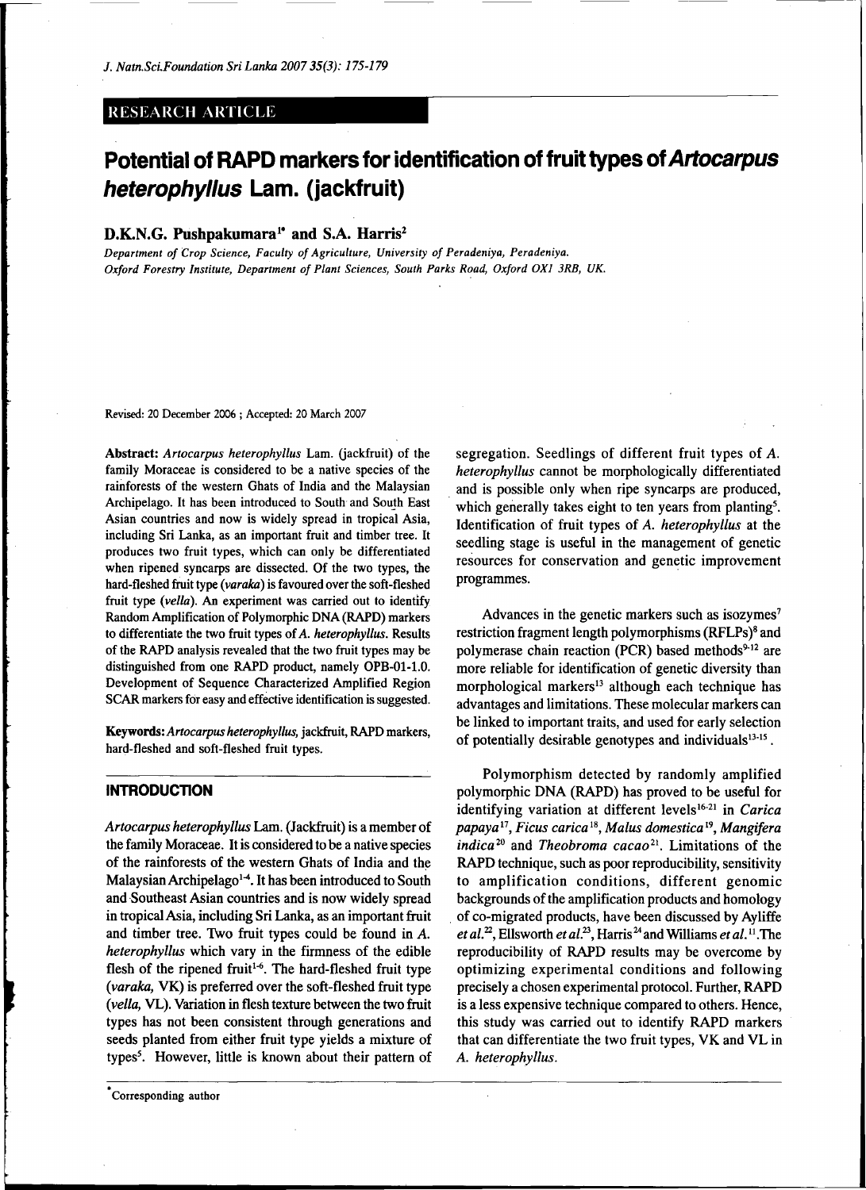RESEARCH ARTICLE

# Potential of RAPD markers for identification of fruit types of *Artocarpus heterophyllus* Lam. (jackfruit)

**D.K.N.G. Pushpakumara[1*] and S.A. Harris[2]**

*Department of Crop Science, Faculty of Agriculture, University of Peradeniya, Peradeniya.*
*Oxford Forestry Institute, Department of Plant Sciences, South Parks Road, Oxford OX1 3RB, UK.*

Revised: 20 December 2006 ; Accepted: 20 March 2007

**Abstract:** *Artocarpus heterophyllus* Lam. (jackfruit) of the family Moraceae is considered to be a native species of the rainforests of the western Ghats of India and the Malaysian Archipelago. It has been introduced to South and South East Asian countries and now is widely spread in tropical Asia, including Sri Lanka, as an important fruit and timber tree. It produces two fruit types, which can only be differentiated when ripened syncarps are dissected. Of the two types, the hard-fleshed fruit type (*varaka*) is favoured over the soft-fleshed fruit type (*vella*). An experiment was carried out to identify Random Amplification of Polymorphic DNA (RAPD) markers to differentiate the two fruit types of *A. heterophyllus*. Results of the RAPD analysis revealed that the two fruit types may be distinguished from one RAPD product, namely OPB-01-1.0. Development of Sequence Characterized Amplified Region SCAR markers for easy and effective identification is suggested.

**Keywords:** *Artocarpus heterophyllus*, jackfruit, RAPD markers, hard-fleshed and soft-fleshed fruit types.

## INTRODUCTION

*Artocarpus heterophyllus* Lam. (Jackfruit) is a member of the family Moraceae. It is considered to be a native species of the rainforests of the western Ghats of India and the Malaysian Archipelago[1-4]. It has been introduced to South and Southeast Asian countries and is now widely spread in tropical Asia, including Sri Lanka, as an important fruit and timber tree. Two fruit types could be found in *A. heterophyllus* which vary in the firmness of the edible flesh of the ripened fruit[1-6]. The hard-fleshed fruit type (*varaka*, VK) is preferred over the soft-fleshed fruit type (*vella*, VL). Variation in flesh texture between the two fruit types has not been consistent through generations and seeds planted from either fruit type yields a mixture of types[5]. However, little is known about their pattern of segregation. Seedlings of different fruit types of *A. heterophyllus* cannot be morphologically differentiated and is possible only when ripe syncarps are produced, which generally takes eight to ten years from planting[5]. Identification of fruit types of *A. heterophyllus* at the seedling stage is useful in the management of genetic resources for conservation and genetic improvement programmes.

Advances in the genetic markers such as isozymes[7] restriction fragment length polymorphisms (RFLPs)[8] and polymerase chain reaction (PCR) based methods[9-12] are more reliable for identification of genetic diversity than morphological markers[13] although each technique has advantages and limitations. These molecular markers can be linked to important traits, and used for early selection of potentially desirable genotypes and individuals[13-15].

Polymorphism detected by randomly amplified polymorphic DNA (RAPD) has proved to be useful for identifying variation at different levels[16-21] in *Carica papaya*[17], *Ficus carica*[18], *Malus domestica*[19], *Mangifera indica*[20] and *Theobroma cacao*[21]. Limitations of the RAPD technique, such as poor reproducibility, sensitivity to amplification conditions, different genomic backgrounds of the amplification products and homology of co-migrated products, have been discussed by Ayliffe *et al.*[22], Ellsworth *et al.*[23], Harris[24] and Williams *et al.*[11]. The reproducibility of RAPD results may be overcome by optimizing experimental conditions and following precisely a chosen experimental protocol. Further, RAPD is a less expensive technique compared to others. Hence, this study was carried out to identify RAPD markers that can differentiate the two fruit types, VK and VL in *A. heterophyllus*.

[*] Corresponding author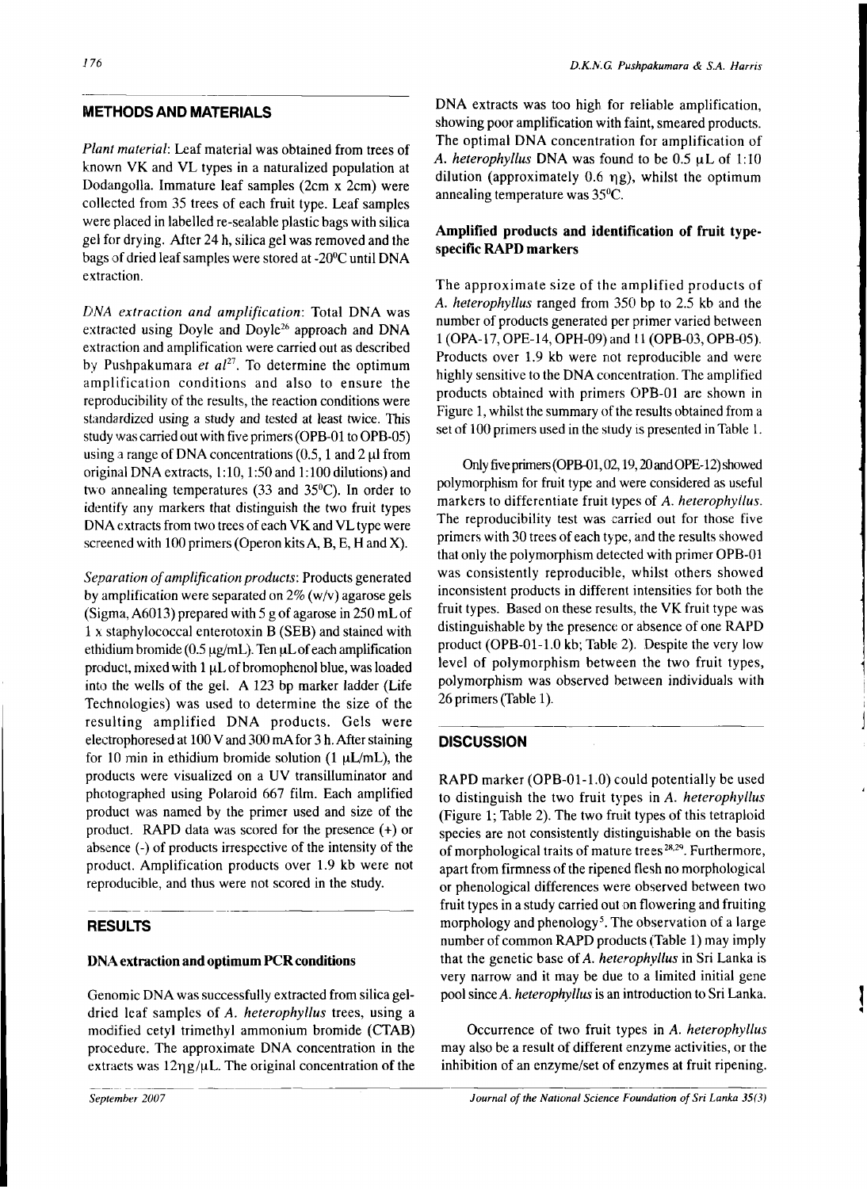## METHODS AND MATERIALS

*Plant material*: Leaf material was obtained from trees of known VK and VL types in a naturalized population at Dodangolla. Immature leaf samples (2cm x 2cm) were collected from 35 trees of each fruit type. Leaf samples were placed in labelled re-sealable plastic bags with silica gel for drying. After 24 h, silica gel was removed and the bags of dried leaf samples were stored at -20°C until DNA extraction.

*DNA extraction and amplification*: Total DNA was extracted using Doyle and Doyle[26] approach and DNA extraction and amplification were carried out as described by Pushpakumara *et al*[27]. To determine the optimum amplification conditions and also to ensure the reproducibility of the results, the reaction conditions were standardized using a study and tested at least twice. This study was carried out with five primers (OPB-01 to OPB-05) using a range of DNA concentrations (0.5, 1 and 2 µl from original DNA extracts, 1:10, 1:50 and 1:100 dilutions) and two annealing temperatures (33 and 35°C). In order to identify any markers that distinguish the two fruit types DNA extracts from two trees of each VK and VL type were screened with 100 primers (Operon kits A, B, E, H and X).

*Separation of amplification products*: Products generated by amplification were separated on 2% (w/v) agarose gels (Sigma, A6013) prepared with 5 g of agarose in 250 mL of 1 x staphylococcal enterotoxin B (SEB) and stained with ethidium bromide (0.5 µg/mL). Ten µL of each amplification product, mixed with 1 µL of bromophenol blue, was loaded into the wells of the gel. A 123 bp marker ladder (Life Technologies) was used to determine the size of the resulting amplified DNA products. Gels were electrophoresed at 100 V and 300 mA for 3 h. After staining for 10 min in ethidium bromide solution (1 µL/mL), the products were visualized on a UV transilluminator and photographed using Polaroid 667 film. Each amplified product was named by the primer used and size of the product. RAPD data was scored for the presence (+) or absence (-) of products irrespective of the intensity of the product. Amplification products over 1.9 kb were not reproducible, and thus were not scored in the study.

## RESULTS

### DNA extraction and optimum PCR conditions

Genomic DNA was successfully extracted from silica gel-dried leaf samples of *A. heterophyllus* trees, using a modified cetyl trimethyl ammonium bromide (CTAB) procedure. The approximate DNA concentration in the extracts was 12ηg/µL. The original concentration of the DNA extracts was too high for reliable amplification, showing poor amplification with faint, smeared products. The optimal DNA concentration for amplification of *A. heterophyllus* DNA was found to be 0.5 µL of 1:10 dilution (approximately 0.6 ηg), whilst the optimum annealing temperature was 35°C.

### Amplified products and identification of fruit type-specific RAPD markers

The approximate size of the amplified products of *A. heterophyllus* ranged from 350 bp to 2.5 kb and the number of products generated per primer varied between 1 (OPA-17, OPE-14, OPH-09) and 11 (OPB-03, OPB-05). Products over 1.9 kb were not reproducible and were highly sensitive to the DNA concentration. The amplified products obtained with primers OPB-01 are shown in Figure 1, whilst the summary of the results obtained from a set of 100 primers used in the study is presented in Table 1.

Only five primers (OPB-01, 02, 19, 20 and OPE-12) showed polymorphism for fruit type and were considered as useful markers to differentiate fruit types of *A. heterophyllus*. The reproducibility test was carried out for those five primers with 30 trees of each type, and the results showed that only the polymorphism detected with primer OPB-01 was consistently reproducible, whilst others showed inconsistent products in different intensities for both the fruit types. Based on these results, the VK fruit type was distinguishable by the presence or absence of one RAPD product (OPB-01-1.0 kb; Table 2). Despite the very low level of polymorphism between the two fruit types, polymorphism was observed between individuals with 26 primers (Table 1).

## DISCUSSION

RAPD marker (OPB-01-1.0) could potentially be used to distinguish the two fruit types in *A. heterophyllus* (Figure 1; Table 2). The two fruit types of this tetraploid species are not consistently distinguishable on the basis of morphological traits of mature trees[28,29]. Furthermore, apart from firmness of the ripened flesh no morphological or phenological differences were observed between two fruit types in a study carried out on flowering and fruiting morphology and phenology[5]. The observation of a large number of common RAPD products (Table 1) may imply that the genetic base of *A. heterophyllus* in Sri Lanka is very narrow and it may be due to a limited initial gene pool since *A. heterophyllus* is an introduction to Sri Lanka.

Occurrence of two fruit types in *A. heterophyllus* may also be a result of different enzyme activities, or the inhibition of an enzyme/set of enzymes at fruit ripening.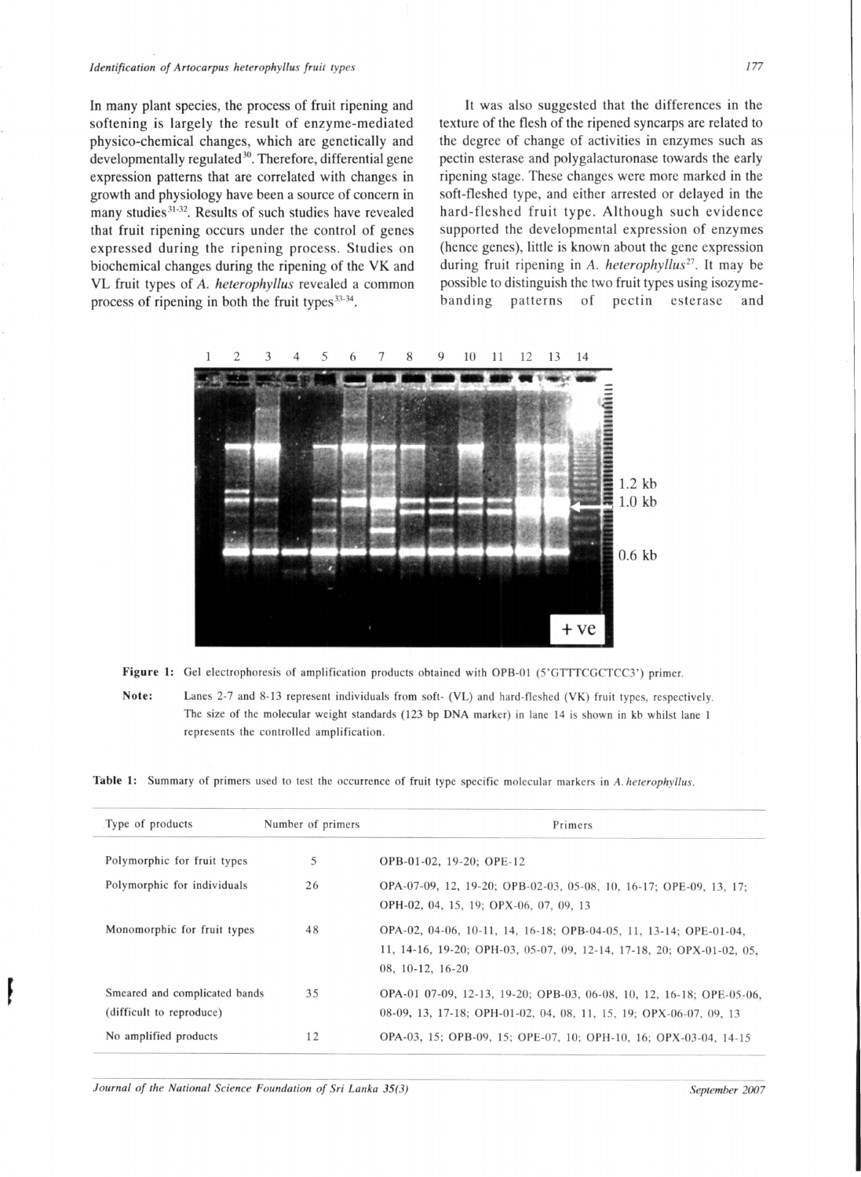In many plant species, the process of fruit ripening and softening is largely the result of enzyme-mediated physico-chemical changes, which are genetically and developmentally regulated[30]. Therefore, differential gene expression patterns that are correlated with changes in growth and physiology have been a source of concern in many studies[31-32]. Results of such studies have revealed that fruit ripening occurs under the control of genes expressed during the ripening process. Studies on biochemical changes during the ripening of the VK and VL fruit types of *A. heterophyllus* revealed a common process of ripening in both the fruit types[33-34].

It was also suggested that the differences in the texture of the flesh of the ripened syncarps are related to the degree of change of activities in enzymes such as pectin esterase and polygalacturonase towards the early ripening stage. These changes were more marked in the soft-fleshed type, and either arrested or delayed in the hard-fleshed fruit type. Although such evidence supported the developmental expression of enzymes (hence genes), little is known about the gene expression during fruit ripening in *A. heterophyllus*[27]. It may be possible to distinguish the two fruit types using isozyme-banding patterns of pectin esterase and

1 2 3 4 5 6 7 8 9 10 11 12 13 14

1.2 kb
1.0 kb
0.6 kb
+ ve

**Figure 1:** Gel electrophoresis of amplification products obtained with OPB-01 (5'GTTTCGCTCC3') primer.

**Note:** Lanes 2-7 and 8-13 represent individuals from soft- (VL) and hard-fleshed (VK) fruit types, respectively. The size of the molecular weight standards (123 bp DNA marker) in lane 14 is shown in kb whilst lane 1 represents the controlled amplification.

**Table 1:** Summary of primers used to test the occurrence of fruit type specific molecular markers in *A. heterophyllus*.

| Type of products | Number of primers | Primers |
|---|---|---|
| Polymorphic for fruit types | 5 | OPB-01-02, 19-20; OPE-12 |
| Polymorphic for individuals | 26 | OPA-07-09, 12, 19-20; OPB-02-03, 05-08, 10, 16-17; OPE-09, 13, 17; OPH-02, 04, 15, 19; OPX-06, 07, 09, 13 |
| Monomorphic for fruit types | 48 | OPA-02, 04-06, 10-11, 14, 16-18; OPB-04-05, 11, 13-14; OPE-01-04, 11, 14-16, 19-20; OPH-03, 05-07, 09, 12-14, 17-18, 20; OPX-01-02, 05, 08, 10-12, 16-20 |
| Smeared and complicated bands (difficult to reproduce) | 35 | OPA-01 07-09, 12-13, 19-20; OPB-03, 06-08, 10, 12, 16-18; OPE-05-06, 08-09, 13, 17-18; OPH-01-02, 04, 08, 11, 15, 19; OPX-06-07, 09, 13 |
| No amplified products | 12 | OPA-03, 15; OPB-09, 15; OPE-07, 10; OPH-10, 16; OPX-03-04, 14-15 |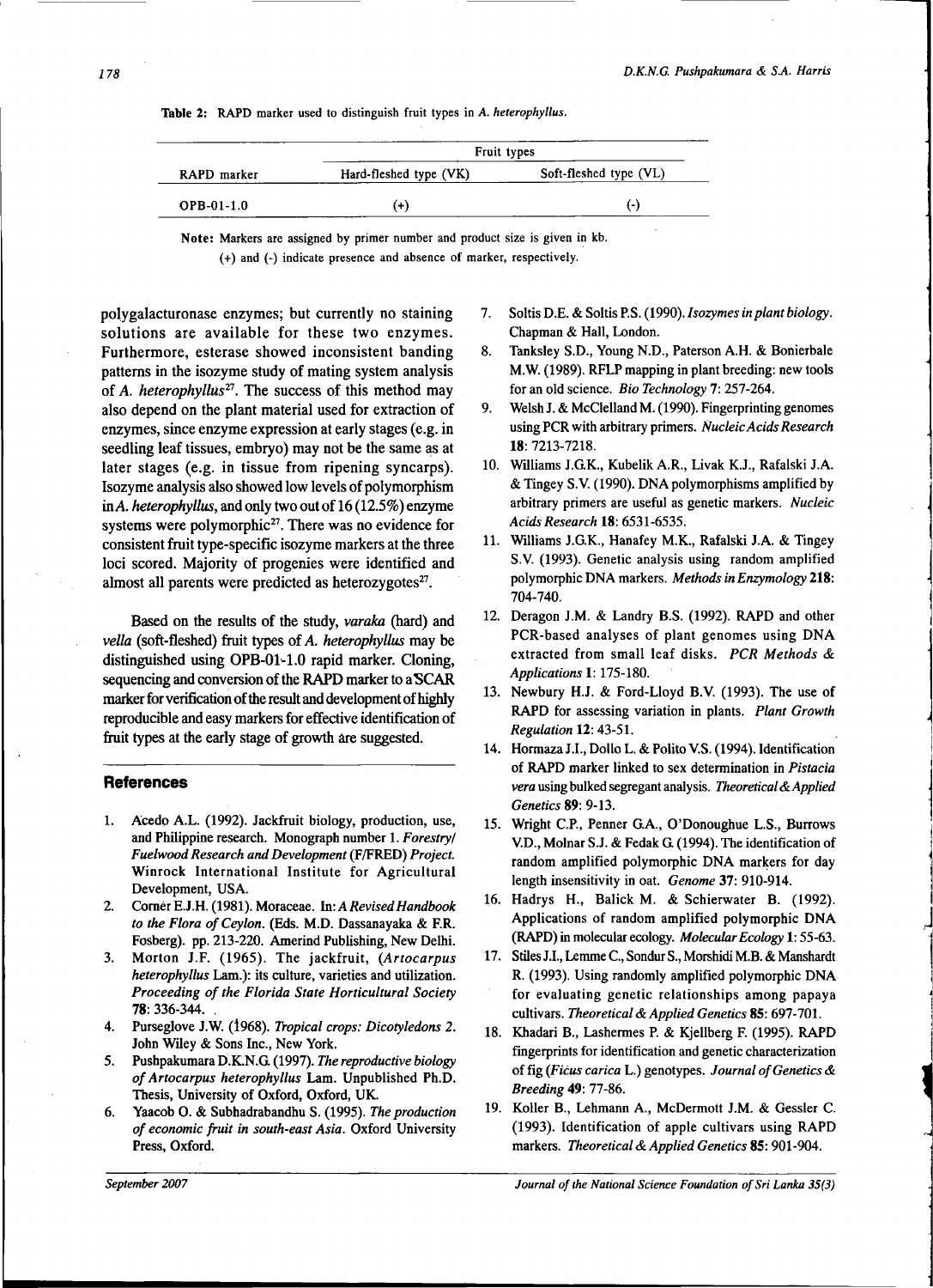**Table 2:** RAPD marker used to distinguish fruit types in *A. heterophyllus*.

| RAPD marker | Fruit types | |
|---|---|---|
| | Hard-fleshed type (VK) | Soft-fleshed type (VL) |
| OPB-01-1.0 | (+) | (-) |

**Note:** Markers are assigned by primer number and product size is given in kb.
(+) and (-) indicate presence and absence of marker, respectively.

polygalacturonase enzymes; but currently no staining solutions are available for these two enzymes. Furthermore, esterase showed inconsistent banding patterns in the isozyme study of mating system analysis of *A. heterophyllus*[27]. The success of this method may also depend on the plant material used for extraction of enzymes, since enzyme expression at early stages (e.g. in seedling leaf tissues, embryo) may not be the same as at later stages (e.g. in tissue from ripening syncarps). Isozyme analysis also showed low levels of polymorphism in *A. heterophyllus*, and only two out of 16 (12.5%) enzyme systems were polymorphic[27]. There was no evidence for consistent fruit type-specific isozyme markers at the three loci scored. Majority of progenies were identified and almost all parents were predicted as heterozygotes[27].

Based on the results of the study, *varaka* (hard) and *vella* (soft-fleshed) fruit types of *A. heterophyllus* may be distinguished using OPB-01-1.0 rapid marker. Cloning, sequencing and conversion of the RAPD marker to a SCAR marker for verification of the result and development of highly reproducible and easy markers for effective identification of fruit types at the early stage of growth are suggested.

## References

1. Acedo A.L. (1992). Jackfruit biology, production, use, and Philippine research. Monograph number 1. *Forestry/Fuelwood Research and Development* (F/FRED) *Project.* Winrock International Institute for Agricultural Development, USA.
2. Corner E.J.H. (1981). Moraceae. In: *A Revised Handbook to the Flora of Ceylon.* (Eds. M.D. Dassanayaka & F.R. Fosberg). pp. 213-220. Amerind Publishing, New Delhi.
3. Morton J.F. (1965). The jackfruit, (*Artocarpus heterophyllus* Lam.): its culture, varieties and utilization. *Proceeding of the Florida State Horticultural Society* **78**: 336-344.
4. Purseglove J.W. (1968). *Tropical crops: Dicotyledons 2.* John Wiley & Sons Inc., New York.
5. Pushpakumara D.K.N.G. (1997). *The reproductive biology of Artocarpus heterophyllus* Lam. Unpublished Ph.D. Thesis, University of Oxford, Oxford, UK.
6. Yaacob O. & Subhadrabandhu S. (1995). *The production of economic fruit in south-east Asia.* Oxford University Press, Oxford.
7. Soltis D.E. & Soltis P.S. (1990). *Isozymes in plant biology.* Chapman & Hall, London.
8. Tanksley S.D., Young N.D., Paterson A.H. & Bonierbale M.W. (1989). RFLP mapping in plant breeding: new tools for an old science. *Bio Technology* **7**: 257-264.
9. Welsh J. & McClelland M. (1990). Fingerprinting genomes using PCR with arbitrary primers. *Nucleic Acids Research* **18**: 7213-7218.
10. Williams J.G.K., Kubelik A.R., Livak K.J., Rafalski J.A. & Tingey S.V. (1990). DNA polymorphisms amplified by arbitrary primers are useful as genetic markers. *Nucleic Acids Research* **18**: 6531-6535.
11. Williams J.G.K., Hanafey M.K., Rafalski J.A. & Tingey S.V. (1993). Genetic analysis using random amplified polymorphic DNA markers. *Methods in Enzymology* **218**: 704-740.
12. Deragon J.M. & Landry B.S. (1992). RAPD and other PCR-based analyses of plant genomes using DNA extracted from small leaf disks. *PCR Methods & Applications* **1**: 175-180.
13. Newbury H.J. & Ford-Lloyd B.V. (1993). The use of RAPD for assessing variation in plants. *Plant Growth Regulation* **12**: 43-51.
14. Hormaza J.I., Dollo L. & Polito V.S. (1994). Identification of RAPD marker linked to sex determination in *Pistacia vera* using bulked segregant analysis. *Theoretical & Applied Genetics* **89**: 9-13.
15. Wright C.P., Penner G.A., O'Donoughue L.S., Burrows V.D., Molnar S.J. & Fedak G. (1994). The identification of random amplified polymorphic DNA markers for day length insensitivity in oat. *Genome* **37**: 910-914.
16. Hadrys H., Balick M. & Schierwater B. (1992). Applications of random amplified polymorphic DNA (RAPD) in molecular ecology. *Molecular Ecology* **1**: 55-63.
17. Stiles J.I., Lemme C., Sondur S., Morshidi M.B. & Manshardt R. (1993). Using randomly amplified polymorphic DNA for evaluating genetic relationships among papaya cultivars. *Theoretical & Applied Genetics* **85**: 697-701.
18. Khadari B., Lashermes P. & Kjellberg F. (1995). RAPD fingerprints for identification and genetic characterization of fig (*Ficus carica* L.) genotypes. *Journal of Genetics & Breeding* **49**: 77-86.
19. Koller B., Lehmann A., McDermott J.M. & Gessler C. (1993). Identification of apple cultivars using RAPD markers. *Theoretical & Applied Genetics* **85**: 901-904.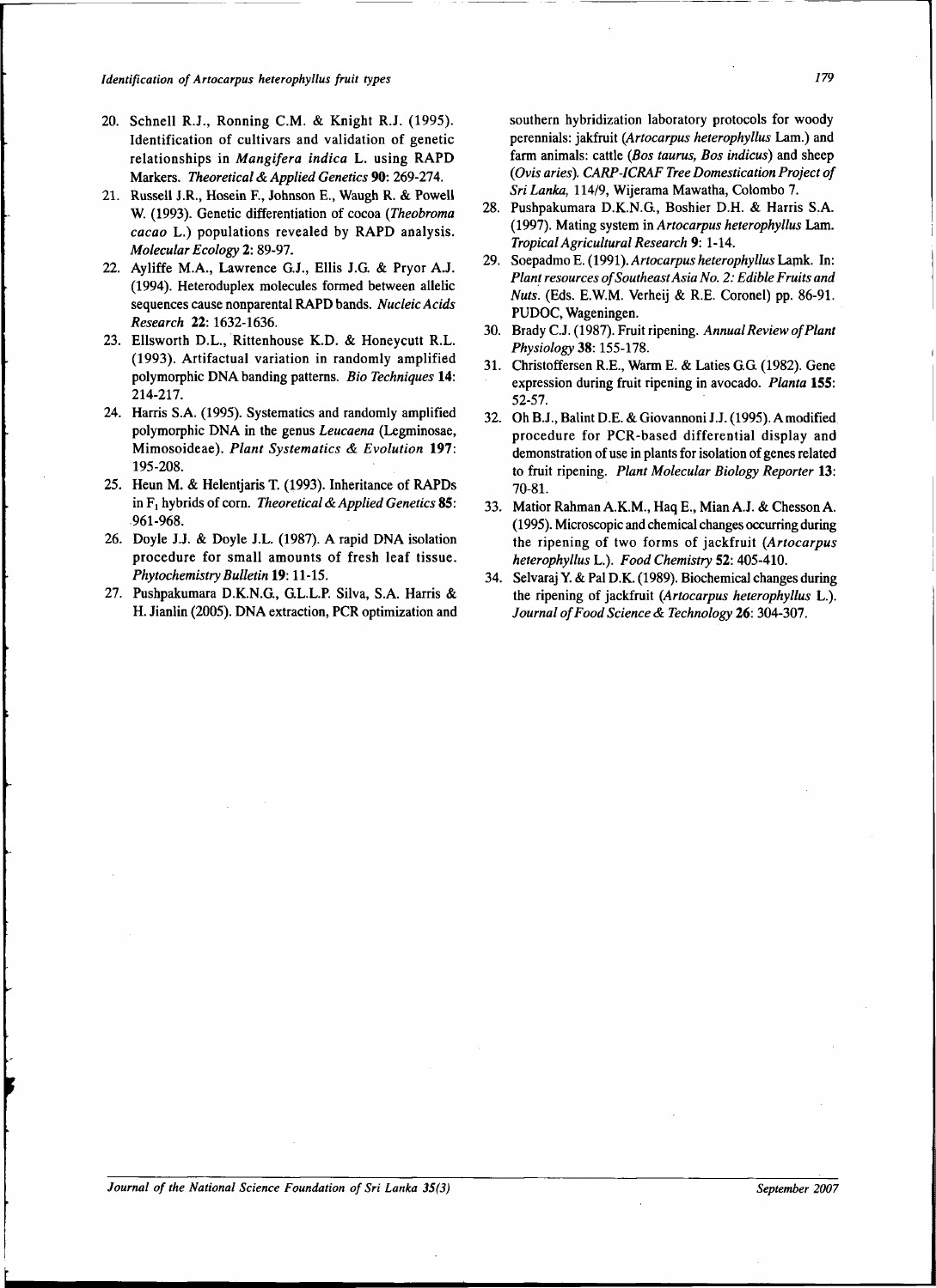20. Schnell R.J., Ronning C.M. & Knight R.J. (1995). Identification of cultivars and validation of genetic relationships in *Mangifera indica* L. using RAPD Markers. *Theoretical & Applied Genetics* **90**: 269-274.
21. Russell J.R., Hosein F., Johnson E., Waugh R. & Powell W. (1993). Genetic differentiation of cocoa (*Theobroma cacao* L.) populations revealed by RAPD analysis. *Molecular Ecology* **2**: 89-97.
22. Ayliffe M.A., Lawrence G.J., Ellis J.G. & Pryor A.J. (1994). Heteroduplex molecules formed between allelic sequences cause nonparental RAPD bands. *Nucleic Acids Research* **22**: 1632-1636.
23. Ellsworth D.L., Rittenhouse K.D. & Honeycutt R.L. (1993). Artifactual variation in randomly amplified polymorphic DNA banding patterns. *Bio Techniques* **14**: 214-217.
24. Harris S.A. (1995). Systematics and randomly amplified polymorphic DNA in the genus *Leucaena* (Legminosae, Mimosoideae). *Plant Systematics & Evolution* **197**: 195-208.
25. Heun M. & Helentjaris T. (1993). Inheritance of RAPDs in $F_1$ hybrids of corn. *Theoretical & Applied Genetics* **85**: 961-968.
26. Doyle J.J. & Doyle J.L. (1987). A rapid DNA isolation procedure for small amounts of fresh leaf tissue. *Phytochemistry Bulletin* **19**: 11-15.
27. Pushpakumara D.K.N.G., G.L.L.P. Silva, S.A. Harris & H. Jianlin (2005). DNA extraction, PCR optimization and southern hybridization laboratory protocols for woody perennials: jakfruit (*Artocarpus heterophyllus* Lam.) and farm animals: cattle (*Bos taurus, Bos indicus*) and sheep (*Ovis aries*). *CARP-ICRAF Tree Domestication Project of Sri Lanka*, 114/9, Wijerama Mawatha, Colombo 7.
28. Pushpakumara D.K.N.G., Boshier D.H. & Harris S.A. (1997). Mating system in *Artocarpus heterophyllus* Lam. *Tropical Agricultural Research* **9**: 1-14.
29. Soepadmo E. (1991). *Artocarpus heterophyllus* Lamk. In: *Plant resources of Southeast Asia No. 2: Edible Fruits and Nuts*. (Eds. E.W.M. Verheij & R.E. Coronel) pp. 86-91. PUDOC, Wageningen.
30. Brady C.J. (1987). Fruit ripening. *Annual Review of Plant Physiology* **38**: 155-178.
31. Christoffersen R.E., Warm E. & Laties G.G. (1982). Gene expression during fruit ripening in avocado. *Planta* **155**: 52-57.
32. Oh B.J., Balint D.E. & Giovannoni J.J. (1995). A modified procedure for PCR-based differential display and demonstration of use in plants for isolation of genes related to fruit ripening. *Plant Molecular Biology Reporter* **13**: 70-81.
33. Matior Rahman A.K.M., Haq E., Mian A.J. & Chesson A. (1995). Microscopic and chemical changes occurring during the ripening of two forms of jackfruit (*Artocarpus heterophyllus* L.). *Food Chemistry* **52**: 405-410.
34. Selvaraj Y. & Pal D.K. (1989). Biochemical changes during the ripening of jackfruit (*Artocarpus heterophyllus* L.). *Journal of Food Science & Technology* **26**: 304-307.